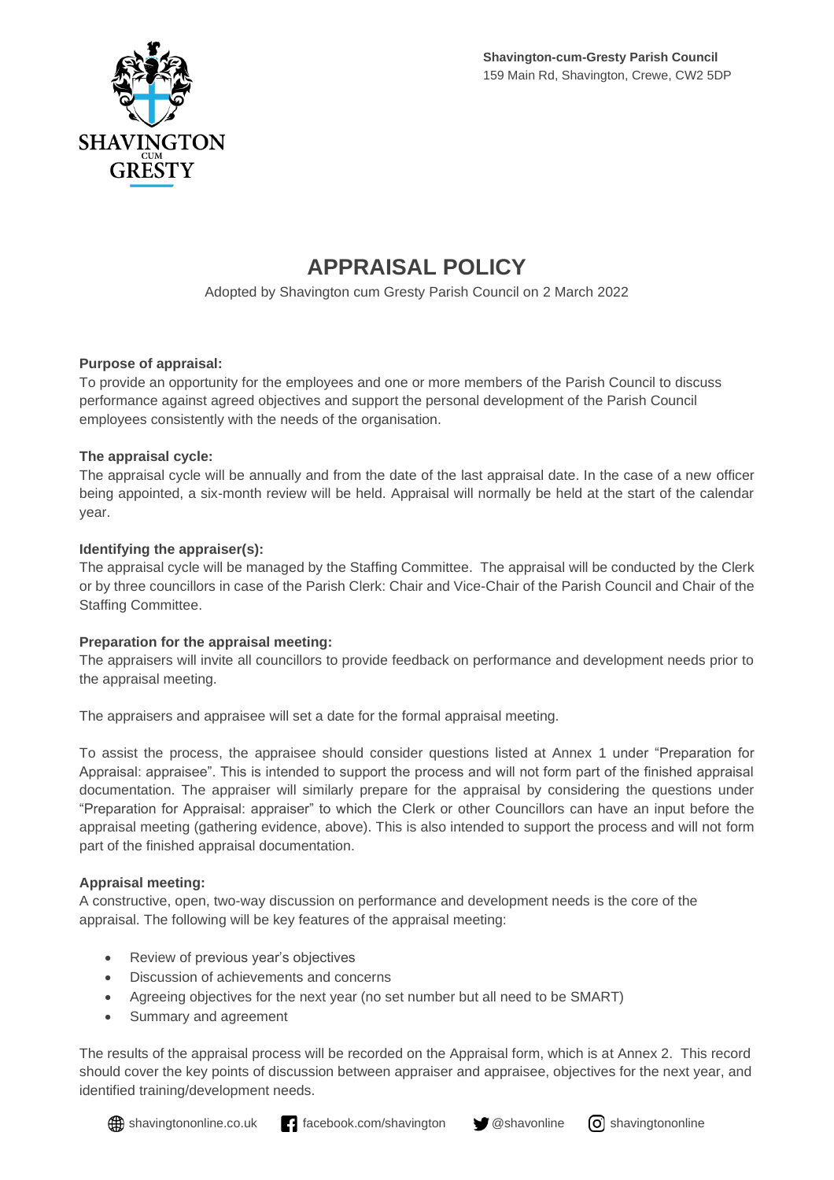**Shavington-cum-Gresty Parish Council**
159 Main Rd, Shavington, Crewe, CW2 5DP

# APPRAISAL POLICY

Adopted by Shavington cum Gresty Parish Council on 2 March 2022

**Purpose of appraisal:**
To provide an opportunity for the employees and one or more members of the Parish Council to discuss performance against agreed objectives and support the personal development of the Parish Council employees consistently with the needs of the organisation.

**The appraisal cycle:**
The appraisal cycle will be annually and from the date of the last appraisal date. In the case of a new officer being appointed, a six-month review will be held. Appraisal will normally be held at the start of the calendar year.

**Identifying the appraiser(s):**
The appraisal cycle will be managed by the Staffing Committee. The appraisal will be conducted by the Clerk or by three councillors in case of the Parish Clerk: Chair and Vice-Chair of the Parish Council and Chair of the Staffing Committee.

**Preparation for the appraisal meeting:**
The appraisers will invite all councillors to provide feedback on performance and development needs prior to the appraisal meeting.

The appraisers and appraisee will set a date for the formal appraisal meeting.

To assist the process, the appraisee should consider questions listed at Annex 1 under "Preparation for Appraisal: appraisee". This is intended to support the process and will not form part of the finished appraisal documentation. The appraiser will similarly prepare for the appraisal by considering the questions under "Preparation for Appraisal: appraiser" to which the Clerk or other Councillors can have an input before the appraisal meeting (gathering evidence, above). This is also intended to support the process and will not form part of the finished appraisal documentation.

**Appraisal meeting:**
A constructive, open, two-way discussion on performance and development needs is the core of the appraisal. The following will be key features of the appraisal meeting:

- Review of previous year's objectives
- Discussion of achievements and concerns
- Agreeing objectives for the next year (no set number but all need to be SMART)
- Summary and agreement

The results of the appraisal process will be recorded on the Appraisal form, which is at Annex 2. This record should cover the key points of discussion between appraiser and appraisee, objectives for the next year, and identified training/development needs.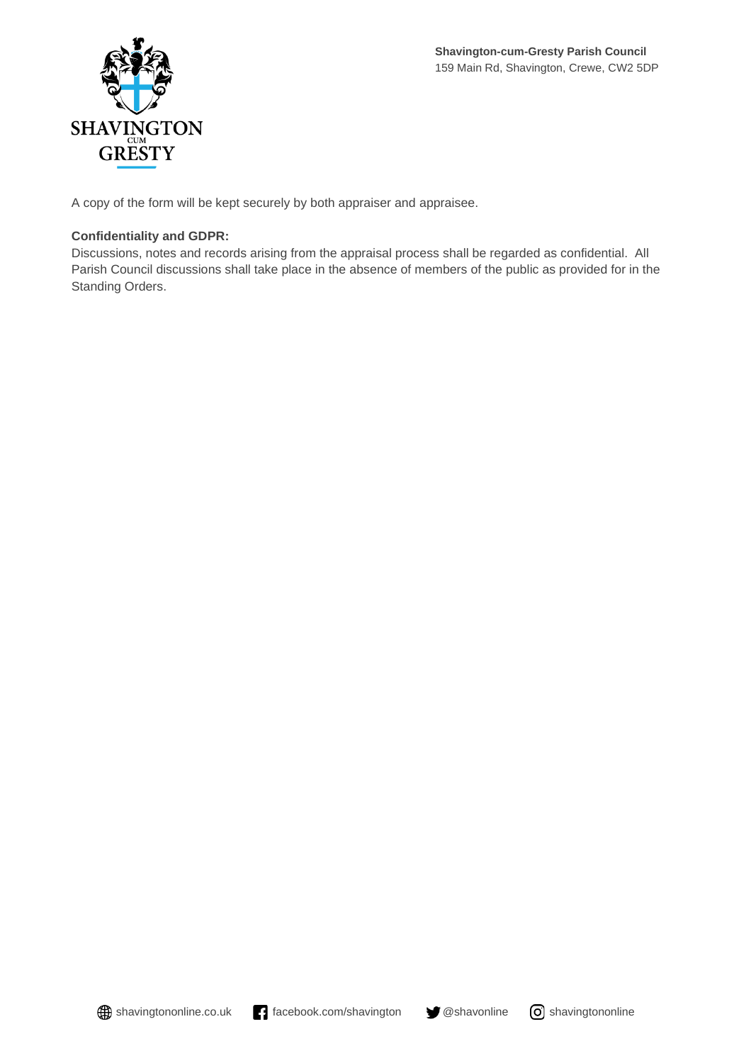A copy of the form will be kept securely by both appraiser and appraisee.

**Confidentiality and GDPR:**

Discussions, notes and records arising from the appraisal process shall be regarded as confidential. All Parish Council discussions shall take place in the absence of members of the public as provided for in the Standing Orders.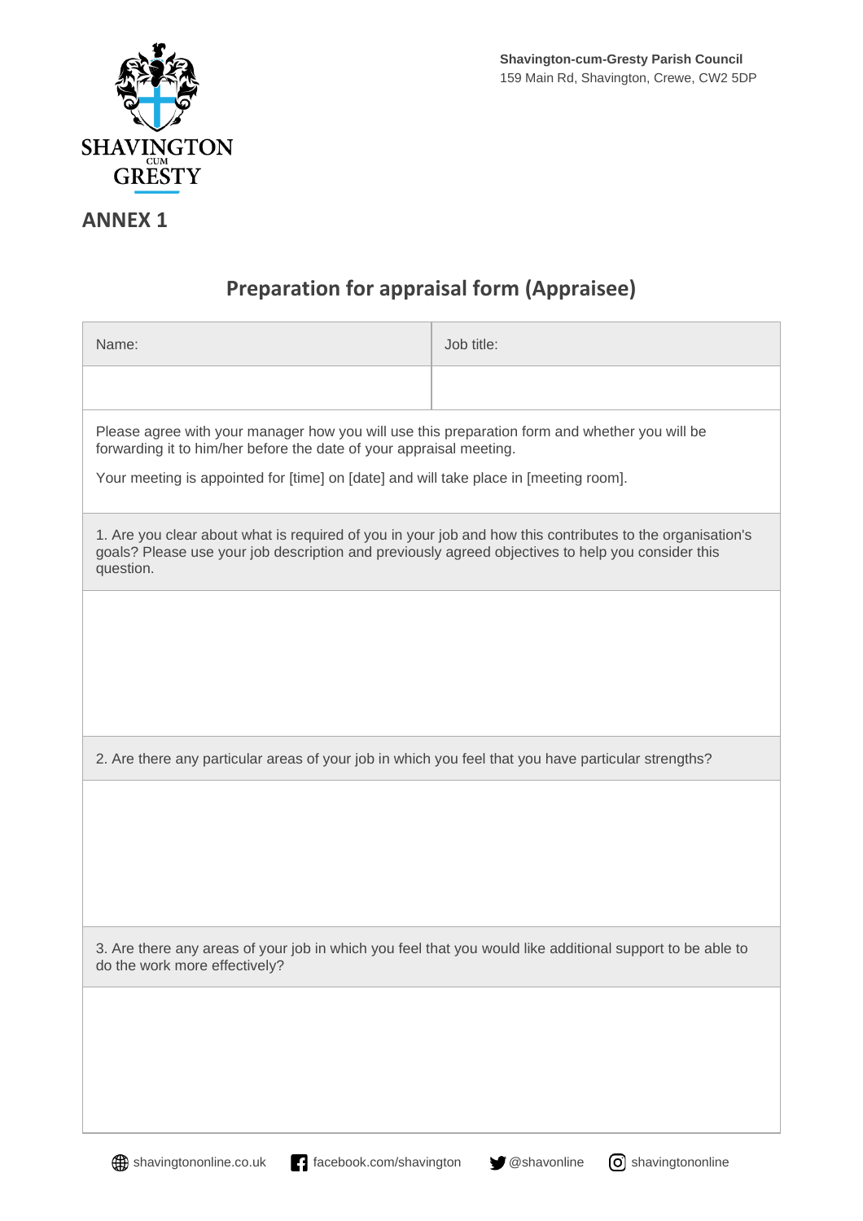Shavington-cum-Gresty Parish Council
159 Main Rd, Shavington, Crewe, CW2 5DP

SHAVINGTON CUM GRESTY

## ANNEX 1

# Preparation for appraisal form (Appraisee)

| Name: | Job title: |
|---|---|
| | |

Please agree with your manager how you will use this preparation form and whether you will be forwarding it to him/her before the date of your appraisal meeting.

Your meeting is appointed for [time] on [date] and will take place in [meeting room].

| 1. Are you clear about what is required of you in your job and how this contributes to the organisation's goals? Please use your job description and previously agreed objectives to help you consider this question. |
|---|
| |

| 2. Are there any particular areas of your job in which you feel that you have particular strengths? |
|---|
| |

| 3. Are there any areas of your job in which you feel that you would like additional support to be able to do the work more effectively? |
|---|
| |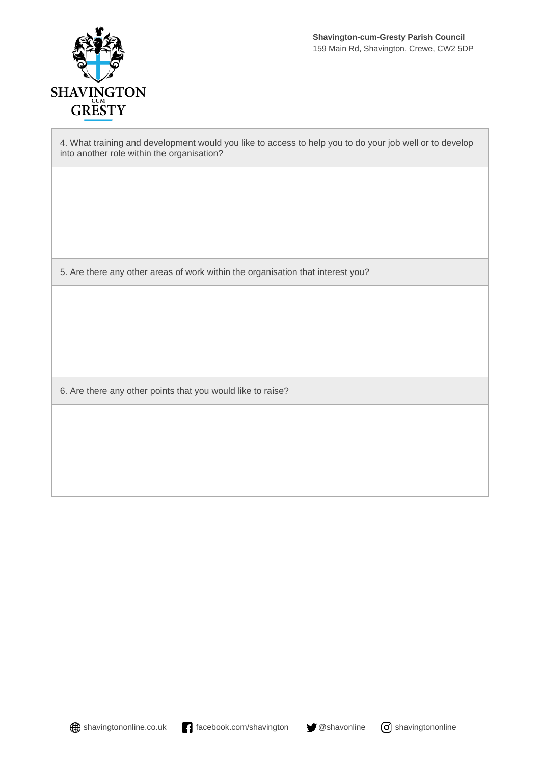**Shavington-cum-Gresty Parish Council**
159 Main Rd, Shavington, Crewe, CW2 5DP

| 4. What training and development would you like to access to help you to do your job well or to develop into another role within the organisation? |
| --- |
| |
| 5. Are there any other areas of work within the organisation that interest you? |
| |
| 6. Are there any other points that you would like to raise? |
| |

shavingtononline.co.uk | facebook.com/shavington | @shavonline | shavingtononline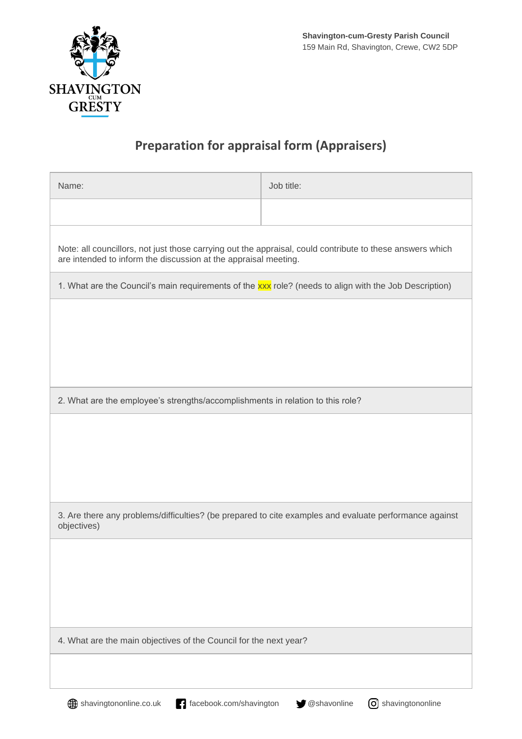**Shavington-cum-Gresty Parish Council**
159 Main Rd, Shavington, Crewe, CW2 5DP

# Preparation for appraisal form (Appraisers)

| Name: | Job title: |
| --- | --- |
| | |

Note: all councillors, not just those carrying out the appraisal, could contribute to these answers which are intended to inform the discussion at the appraisal meeting.

1. What are the Council's main requirements of the xxx role? (needs to align with the Job Description)

2. What are the employee's strengths/accomplishments in relation to this role?

3. Are there any problems/difficulties? (be prepared to cite examples and evaluate performance against objectives)

4. What are the main objectives of the Council for the next year?

shavingtononline.co.uk | facebook.com/shavington | @shavonline | shavingtononline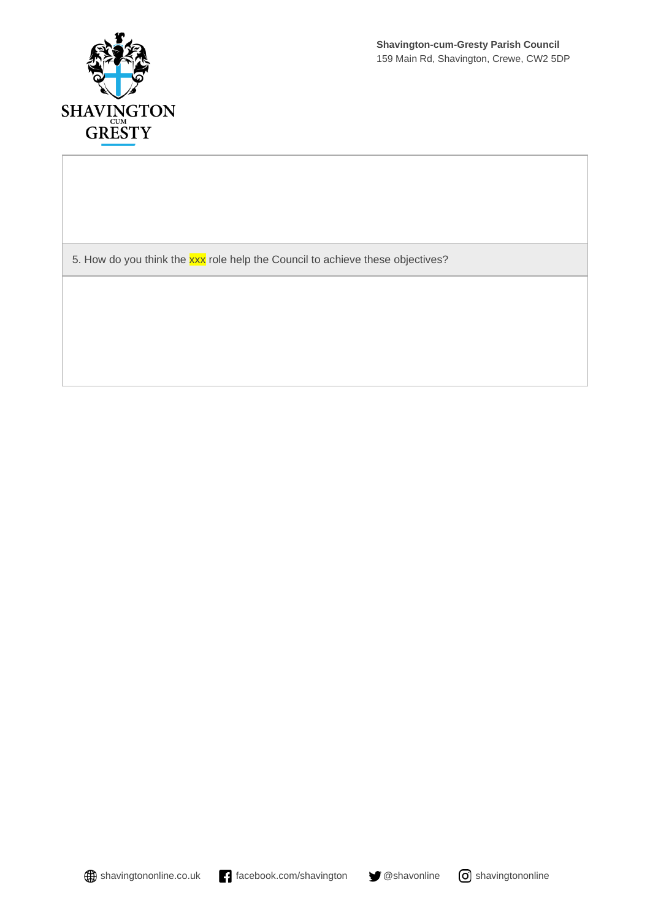5. How do you think the xxx role help the Council to achieve these objectives?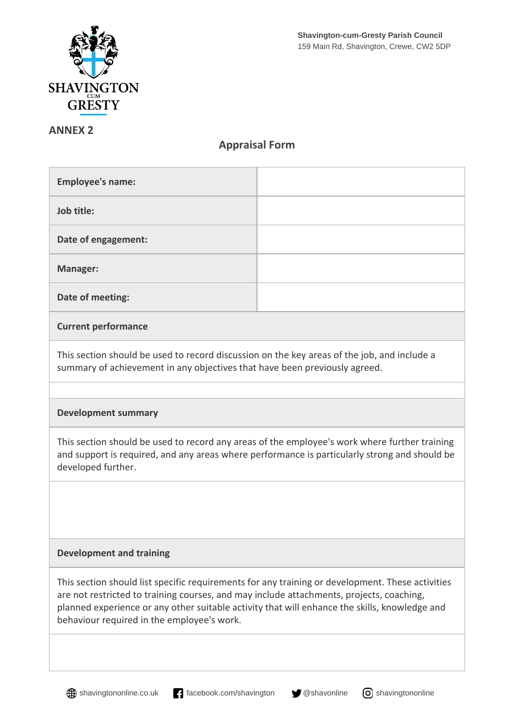Shavington-cum-Gresty Parish Council
159 Main Rd, Shavington, Crewe, CW2 5DP

## ANNEX 2

### Appraisal Form

| | |
|---|---|
| **Employee's name:** | |
| **Job title:** | |
| **Date of engagement:** | |
| **Manager:** | |
| **Date of meeting:** | |

| |
|---|
| **Current performance** |
| This section should be used to record discussion on the key areas of the job, and include a summary of achievement in any objectives that have been previously agreed. |
| |
| **Development summary** |
| This section should be used to record any areas of the employee's work where further training and support is required, and any areas where performance is particularly strong and should be developed further. |
| |
| **Development and training** |
| This section should list specific requirements for any training or development. These activities are not restricted to training courses, and may include attachments, projects, coaching, planned experience or any other suitable activity that will enhance the skills, knowledge and behaviour required in the employee's work. |
| |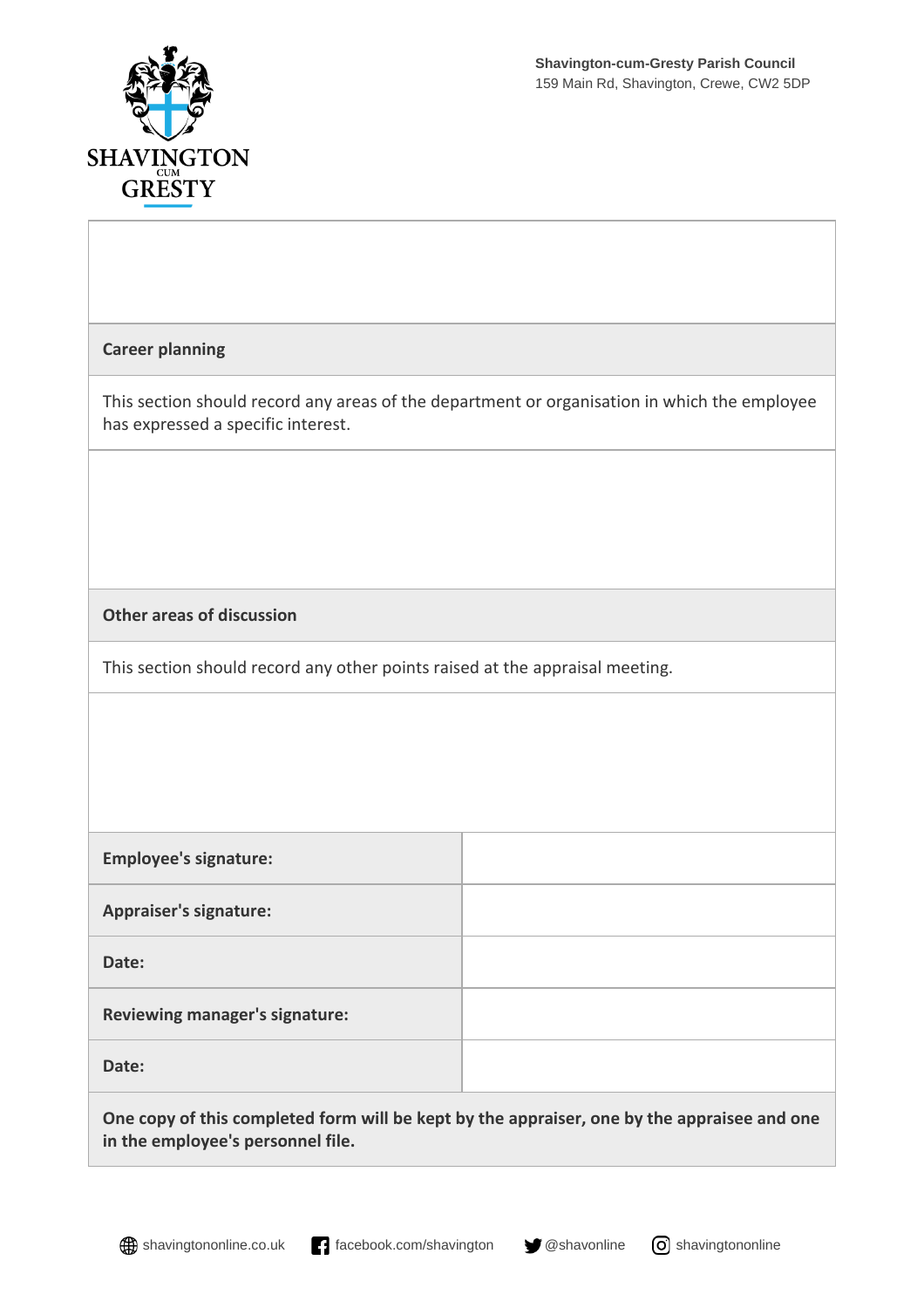Shavington-cum-Gresty Parish Council
159 Main Rd, Shavington, Crewe, CW2 5DP

**Career planning**

This section should record any areas of the department or organisation in which the employee has expressed a specific interest.

**Other areas of discussion**

This section should record any other points raised at the appraisal meeting.

| **Employee's signature:** | |
| --- | --- |
| **Appraiser's signature:** | |
| **Date:** | |
| **Reviewing manager's signature:** | |
| **Date:** | |

**One copy of this completed form will be kept by the appraiser, one by the appraisee and one in the employee's personnel file.**

shavingtononline.co.uk | facebook.com/shavington | @shavonline | shavingtononline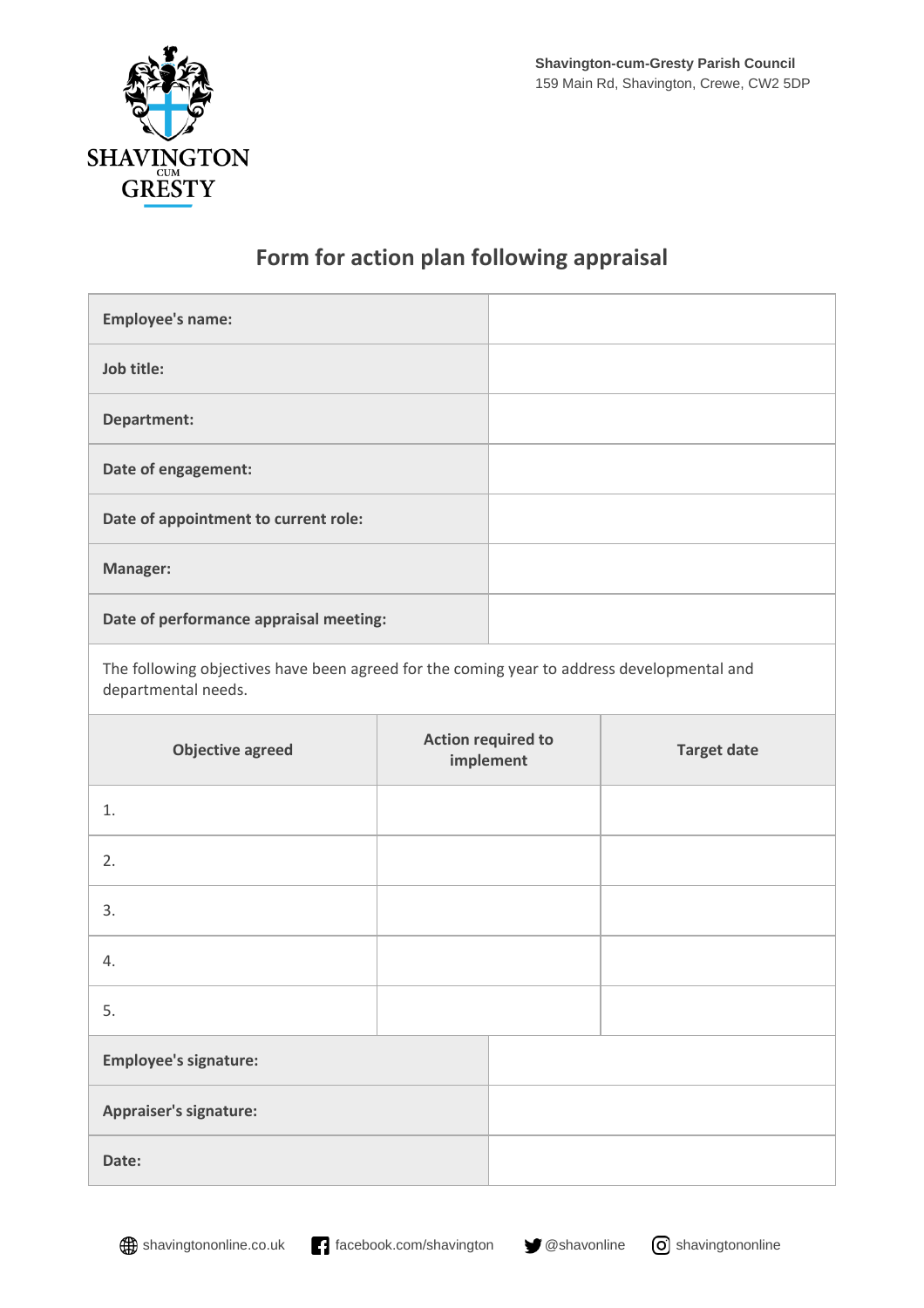Shavington-cum-Gresty Parish Council
159 Main Rd, Shavington, Crewe, CW2 5DP

## Form for action plan following appraisal

| | |
|---|---|
| **Employee's name:** | |
| **Job title:** | |
| **Department:** | |
| **Date of engagement:** | |
| **Date of appointment to current role:** | |
| **Manager:** | |
| **Date of performance appraisal meeting:** | |

The following objectives have been agreed for the coming year to address developmental and departmental needs.

| Objective agreed | Action required to implement | Target date |
|---|---|---|
| 1. | | |
| 2. | | |
| 3. | | |
| 4. | | |
| 5. | | |

| | |
|---|---|
| **Employee's signature:** | |
| **Appraiser's signature:** | |
| **Date:** | |

shavingtononline.co.uk | facebook.com/shavington | @shavonline | shavingtononline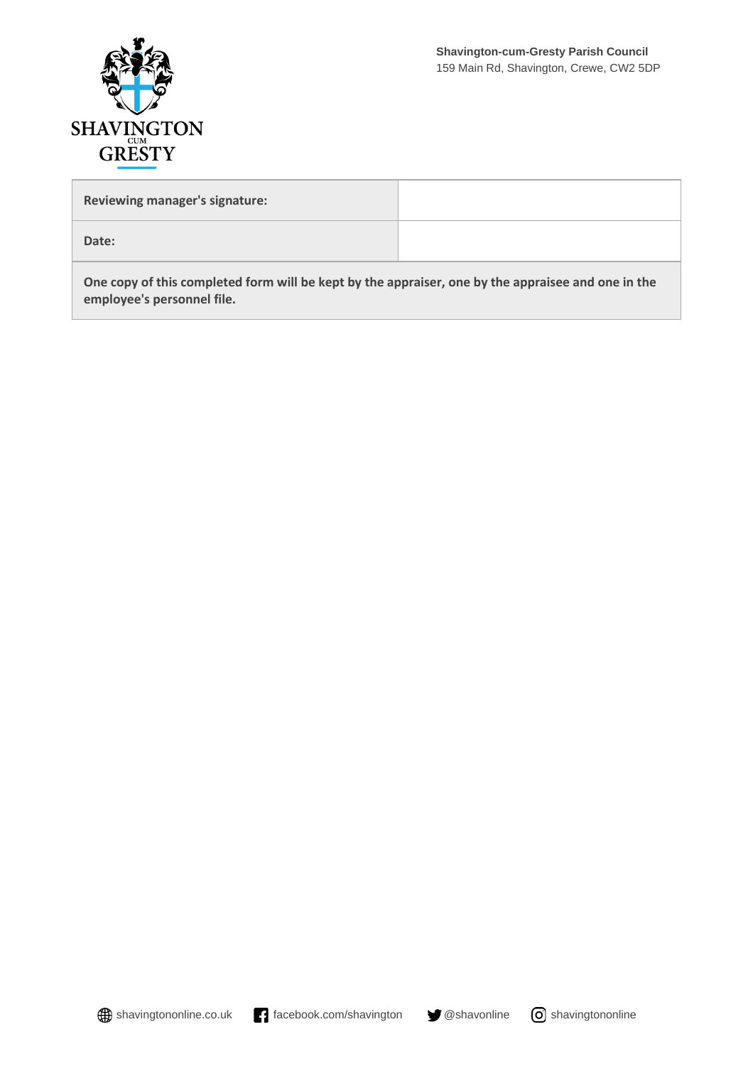| | |
|---|---|
| **Reviewing manager's signature:** | |
| **Date:** | |

**One copy of this completed form will be kept by the appraiser, one by the appraisee and one in the employee's personnel file.**